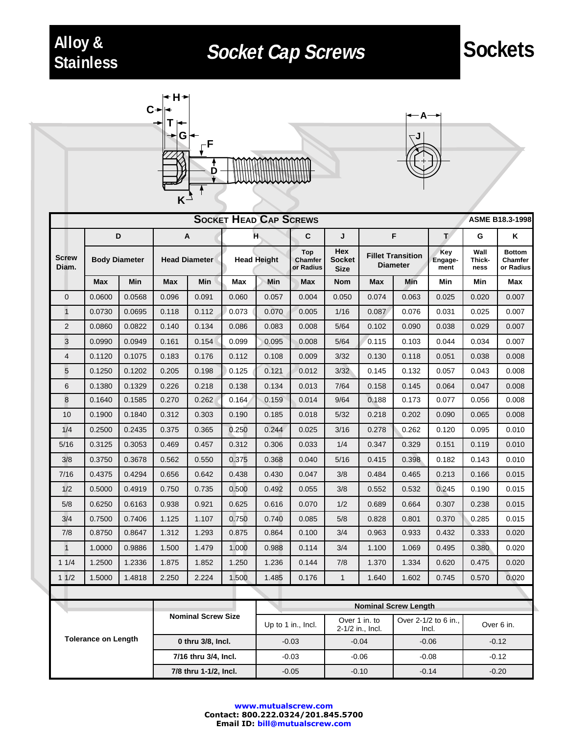# Alloy & Stainless

# *Socket Cap Screws*

# Sockets

C H T G F D K A J

| SOCKET HEAD CAP SCREWS | | | | | | | | | | | | | ASME B18.3-1998 |
|---|---|---|---|---|---|---|---|---|---|---|---|---|---|
| | D | | A | | H | | C | J | F | | T | G | K |
| Screw Diam. | Body Diameter | | Head Diameter | | Head Height | | Top Chamfer or Radius | Hex Socket Size | Fillet Transition Diameter | | Key Engage-ment | Wall Thick-ness | Bottom Chamfer or Radius |
| | Max | Min | Max | Min | Max | Min | Max | Nom | Max | Min | Min | Min | Max |
| 0 | 0.0600 | 0.0568 | 0.096 | 0.091 | 0.060 | 0.057 | 0.004 | 0.050 | 0.074 | 0.063 | 0.025 | 0.020 | 0.007 |
| 1 | 0.0730 | 0.0695 | 0.118 | 0.112 | 0.073 | 0.070 | 0.005 | 1/16 | 0.087 | 0.076 | 0.031 | 0.025 | 0.007 |
| 2 | 0.0860 | 0.0822 | 0.140 | 0.134 | 0.086 | 0.083 | 0.008 | 5/64 | 0.102 | 0.090 | 0.038 | 0.029 | 0.007 |
| 3 | 0.0990 | 0.0949 | 0.161 | 0.154 | 0.099 | 0.095 | 0.008 | 5/64 | 0.115 | 0.103 | 0.044 | 0.034 | 0.007 |
| 4 | 0.1120 | 0.1075 | 0.183 | 0.176 | 0.112 | 0.108 | 0.009 | 3/32 | 0.130 | 0.118 | 0.051 | 0.038 | 0.008 |
| 5 | 0.1250 | 0.1202 | 0.205 | 0.198 | 0.125 | 0.121 | 0.012 | 3/32 | 0.145 | 0.132 | 0.057 | 0.043 | 0.008 |
| 6 | 0.1380 | 0.1329 | 0.226 | 0.218 | 0.138 | 0.134 | 0.013 | 7/64 | 0.158 | 0.145 | 0.064 | 0.047 | 0.008 |
| 8 | 0.1640 | 0.1585 | 0.270 | 0.262 | 0.164 | 0.159 | 0.014 | 9/64 | 0.188 | 0.173 | 0.077 | 0.056 | 0.008 |
| 10 | 0.1900 | 0.1840 | 0.312 | 0.303 | 0.190 | 0.185 | 0.018 | 5/32 | 0.218 | 0.202 | 0.090 | 0.065 | 0.008 |
| 1/4 | 0.2500 | 0.2435 | 0.375 | 0.365 | 0.250 | 0.244 | 0.025 | 3/16 | 0.278 | 0.262 | 0.120 | 0.095 | 0.010 |
| 5/16 | 0.3125 | 0.3053 | 0.469 | 0.457 | 0.312 | 0.306 | 0.033 | 1/4 | 0.347 | 0.329 | 0.151 | 0.119 | 0.010 |
| 3/8 | 0.3750 | 0.3678 | 0.562 | 0.550 | 0.375 | 0.368 | 0.040 | 5/16 | 0.415 | 0.398 | 0.182 | 0.143 | 0.010 |
| 7/16 | 0.4375 | 0.4294 | 0.656 | 0.642 | 0.438 | 0.430 | 0.047 | 3/8 | 0.484 | 0.465 | 0.213 | 0.166 | 0.015 |
| 1/2 | 0.5000 | 0.4919 | 0.750 | 0.735 | 0.500 | 0.492 | 0.055 | 3/8 | 0.552 | 0.532 | 0.245 | 0.190 | 0.015 |
| 5/8 | 0.6250 | 0.6163 | 0.938 | 0.921 | 0.625 | 0.616 | 0.070 | 1/2 | 0.689 | 0.664 | 0.307 | 0.238 | 0.015 |
| 3/4 | 0.7500 | 0.7406 | 1.125 | 1.107 | 0.750 | 0.740 | 0.085 | 5/8 | 0.828 | 0.801 | 0.370 | 0.285 | 0.015 |
| 7/8 | 0.8750 | 0.8647 | 1.312 | 1.293 | 0.875 | 0.864 | 0.100 | 3/4 | 0.963 | 0.933 | 0.432 | 0.333 | 0.020 |
| 1 | 1.0000 | 0.9886 | 1.500 | 1.479 | 1.000 | 0.988 | 0.114 | 3/4 | 1.100 | 1.069 | 0.495 | 0.380 | 0.020 |
| 1 1/4 | 1.2500 | 1.2336 | 1.875 | 1.852 | 1.250 | 1.236 | 0.144 | 7/8 | 1.370 | 1.334 | 0.620 | 0.475 | 0.020 |
| 1 1/2 | 1.5000 | 1.4818 | 2.250 | 2.224 | 1.500 | 1.485 | 0.176 | 1 | 1.640 | 1.602 | 0.745 | 0.570 | 0.020 |

| | | Nominal Screw Length | | | |
|---|---|---|---|---|---|
| Tolerance on Length | Nominal Screw Size | Up to 1 in., Incl. | Over 1 in. to 2-1/2 in., Incl. | Over 2-1/2 to 6 in., Incl. | Over 6 in. |
| | 0 thru 3/8, Incl. | -0.03 | -0.04 | -0.06 | -0.12 |
| | 7/16 thru 3/4, Incl. | -0.03 | -0.06 | -0.08 | -0.12 |
| | 7/8 thru 1-1/2, Incl. | -0.05 | -0.10 | -0.14 | -0.20 |

www.mutualscrew.com
Contact: 800.222.0324/201.845.5700
Email ID: bill@mutualscrew.com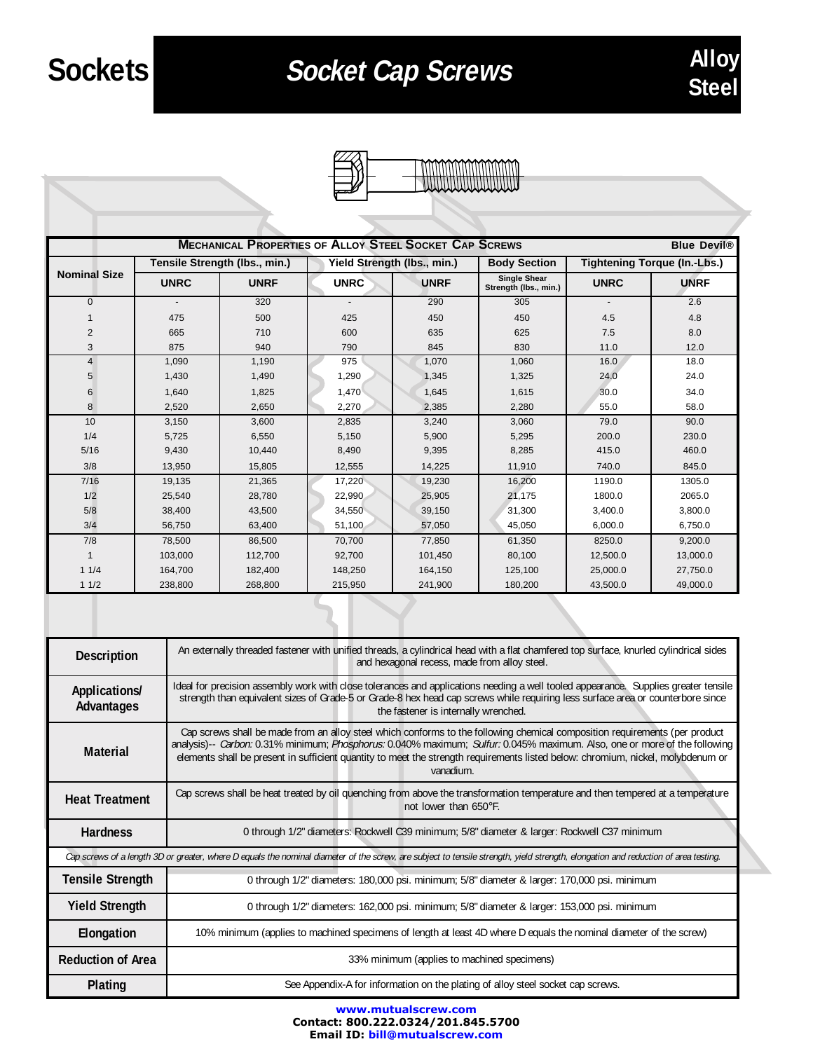# Sockets — Socket Cap Screws — Alloy Steel

| **Mechanical Properties of Alloy Steel Socket Cap Screws** | | | | | | | **Blue Devil®** |
|---|---|---|---|---|---|---|---|
| **Nominal Size** | **Tensile Strength (lbs., min.)** | | **Yield Strength (lbs., min.)** | | **Body Section** | **Tightening Torque (In.-Lbs.)** | |
| | **UNRC** | **UNRF** | **UNRC** | **UNRF** | **Single Shear Strength (lbs., min.)** | **UNRC** | **UNRF** |
| 0 | - | 320 | - | 290 | 305 | - | 2.6 |
| 1 | 475 | 500 | 425 | 450 | 450 | 4.5 | 4.8 |
| 2 | 665 | 710 | 600 | 635 | 625 | 7.5 | 8.0 |
| 3 | 875 | 940 | 790 | 845 | 830 | 11.0 | 12.0 |
| 4 | 1,090 | 1,190 | 975 | 1,070 | 1,060 | 16.0 | 18.0 |
| 5 | 1,430 | 1,490 | 1,290 | 1,345 | 1,325 | 24.0 | 24.0 |
| 6 | 1,640 | 1,825 | 1,470 | 1,645 | 1,615 | 30.0 | 34.0 |
| 8 | 2,520 | 2,650 | 2,270 | 2,385 | 2,280 | 55.0 | 58.0 |
| 10 | 3,150 | 3,600 | 2,835 | 3,240 | 3,060 | 79.0 | 90.0 |
| 1/4 | 5,725 | 6,550 | 5,150 | 5,900 | 5,295 | 200.0 | 230.0 |
| 5/16 | 9,430 | 10,440 | 8,490 | 9,395 | 8,285 | 415.0 | 460.0 |
| 3/8 | 13,950 | 15,805 | 12,555 | 14,225 | 11,910 | 740.0 | 845.0 |
| 7/16 | 19,135 | 21,365 | 17,220 | 19,230 | 16,200 | 1190.0 | 1305.0 |
| 1/2 | 25,540 | 28,780 | 22,990 | 25,905 | 21,175 | 1800.0 | 2065.0 |
| 5/8 | 38,400 | 43,500 | 34,550 | 39,150 | 31,300 | 3,400.0 | 3,800.0 |
| 3/4 | 56,750 | 63,400 | 51,100 | 57,050 | 45,050 | 6,000.0 | 6,750.0 |
| 7/8 | 78,500 | 86,500 | 70,700 | 77,850 | 61,350 | 8250.0 | 9,200.0 |
| 1 | 103,000 | 112,700 | 92,700 | 101,450 | 80,100 | 12,500.0 | 13,000.0 |
| 1 1/4 | 164,700 | 182,400 | 148,250 | 164,150 | 125,100 | 25,000.0 | 27,750.0 |
| 1 1/2 | 238,800 | 268,800 | 215,950 | 241,900 | 180,200 | 43,500.0 | 49,000.0 |

| | |
|---|---|
| **Description** | An externally threaded fastener with unified threads, a cylindrical head with a flat chamfered top surface, knurled cylindrical sides and hexagonal recess, made from alloy steel. |
| **Applications/ Advantages** | Ideal for precision assembly work with close tolerances and applications needing a well tooled appearance. Supplies greater tensile strength than equivalent sizes of Grade-5 or Grade-8 hex head cap screws while requiring less surface area or counterbore since the fastener is internally wrenched. |
| **Material** | Cap screws shall be made from an alloy steel which conforms to the following chemical composition requirements (per product analysis)-- *Carbon:* 0.31% minimum; *Phosphorus:* 0.040% maximum; *Sulfur:* 0.045% maximum. Also, one or more of the following elements shall be present in sufficient quantity to meet the strength requirements listed below: chromium, nickel, molybdenum or vanadium. |
| **Heat Treatment** | Cap screws shall be heat treated by oil quenching from above the transformation temperature and then tempered at a temperature not lower than 650°F. |
| **Hardness** | 0 through 1/2" diameters: Rockwell C39 minimum; 5/8" diameter & larger: Rockwell C37 minimum |
| *Cap screws of a length 3D or greater, where D equals the nominal diameter of the screw, are subject to tensile strength, yield strength, elongation and reduction of area testing.* | |
| **Tensile Strength** | 0 through 1/2" diameters: 180,000 psi. minimum; 5/8" diameter & larger: 170,000 psi. minimum |
| **Yield Strength** | 0 through 1/2" diameters: 162,000 psi. minimum; 5/8" diameter & larger: 153,000 psi. minimum |
| **Elongation** | 10% minimum (applies to machined specimens of length at least 4D where D equals the nominal diameter of the screw) |
| **Reduction of Area** | 33% minimum (applies to machined specimens) |
| **Plating** | See Appendix-A for information on the plating of alloy steel socket cap screws. |

www.mutualscrew.com
Contact: 800.222.0324/201.845.5700
Email ID: bill@mutualscrew.com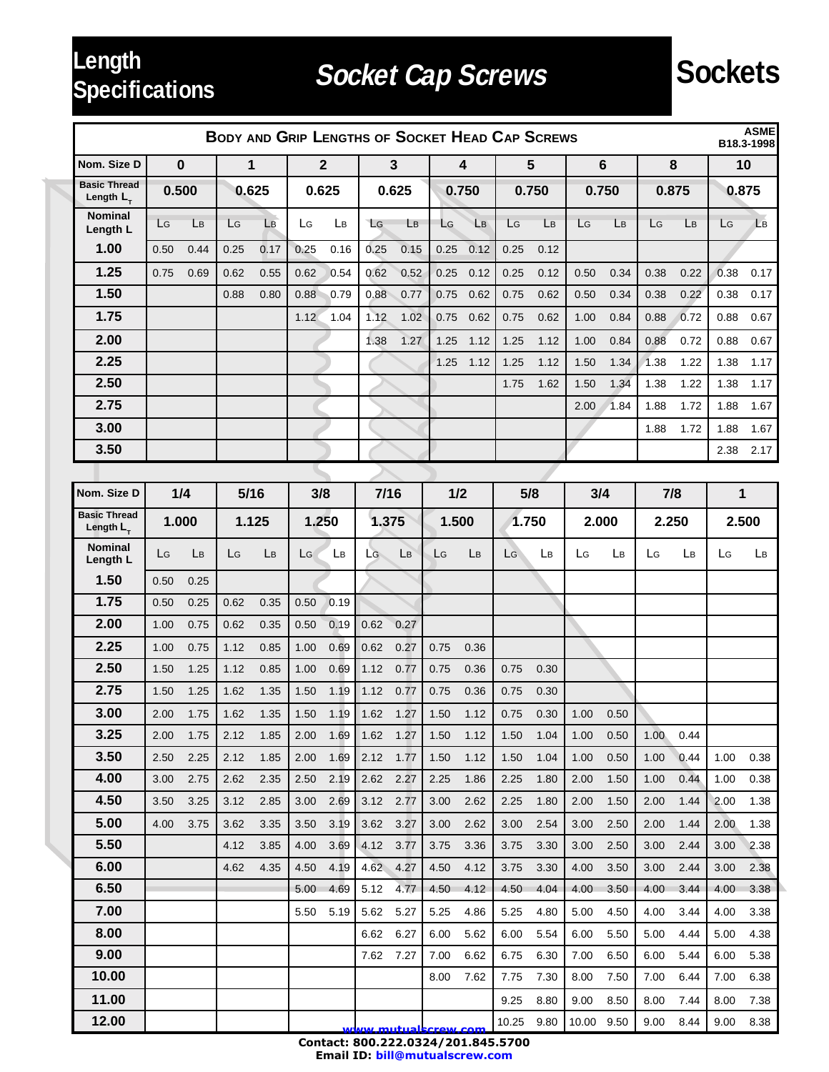# Length Specifications

## Socket Cap Screws

## Sockets

### BODY AND GRIP LENGTHS OF SOCKET HEAD CAP SCREWS

ASME B18.3-1998

| Nom. Size D | 0 | | 1 | | 2 | | 3 | | 4 | | 5 | | 6 | | 8 | | 10 | |
|---|---|---|---|---|---|---|---|---|---|---|---|---|---|---|---|---|---|---|
| Basic Thread Length $L_T$ | 0.500 | | 0.625 | | 0.625 | | 0.625 | | 0.750 | | 0.750 | | 0.750 | | 0.875 | | 0.875 | |
| Nominal Length L | $L_G$ | $L_B$ | $L_G$ | $L_B$ | $L_G$ | $L_B$ | $L_G$ | $L_B$ | $L_G$ | $L_B$ | $L_G$ | $L_B$ | $L_G$ | $L_B$ | $L_G$ | $L_B$ | $L_G$ | $L_B$ |
| 1.00 | 0.50 | 0.44 | 0.25 | 0.17 | 0.25 | 0.16 | 0.25 | 0.15 | 0.25 | 0.12 | 0.25 | 0.12 | | | | | | |
| 1.25 | 0.75 | 0.69 | 0.62 | 0.55 | 0.62 | 0.54 | 0.62 | 0.52 | 0.25 | 0.12 | 0.25 | 0.12 | 0.50 | 0.34 | 0.38 | 0.22 | 0.38 | 0.17 |
| 1.50 | | | 0.88 | 0.80 | 0.88 | 0.79 | 0.88 | 0.77 | 0.75 | 0.62 | 0.75 | 0.62 | 0.50 | 0.34 | 0.38 | 0.22 | 0.38 | 0.17 |
| 1.75 | | | | | 1.12 | 1.04 | 1.12 | 1.02 | 0.75 | 0.62 | 0.75 | 0.62 | 1.00 | 0.84 | 0.88 | 0.72 | 0.88 | 0.67 |
| 2.00 | | | | | | | 1.38 | 1.27 | 1.25 | 1.12 | 1.25 | 1.12 | 1.00 | 0.84 | 0.88 | 0.72 | 0.88 | 0.67 |
| 2.25 | | | | | | | | | 1.25 | 1.12 | 1.25 | 1.12 | 1.50 | 1.34 | 1.38 | 1.22 | 1.38 | 1.17 |
| 2.50 | | | | | | | | | | | 1.75 | 1.62 | 1.50 | 1.34 | 1.38 | 1.22 | 1.38 | 1.17 |
| 2.75 | | | | | | | | | | | | | 2.00 | 1.84 | 1.88 | 1.72 | 1.88 | 1.67 |
| 3.00 | | | | | | | | | | | | | | | 1.88 | 1.72 | 1.88 | 1.67 |
| 3.50 | | | | | | | | | | | | | | | | | 2.38 | 2.17 |

| Nom. Size D | 1/4 | | 5/16 | | 3/8 | | 7/16 | | 1/2 | | 5/8 | | 3/4 | | 7/8 | | 1 | |
|---|---|---|---|---|---|---|---|---|---|---|---|---|---|---|---|---|---|---|
| Basic Thread Length $L_T$ | 1.000 | | 1.125 | | 1.250 | | 1.375 | | 1.500 | | 1.750 | | 2.000 | | 2.250 | | 2.500 | |
| Nominal Length L | $L_G$ | $L_B$ | $L_G$ | $L_B$ | $L_G$ | $L_B$ | $L_G$ | $L_B$ | $L_G$ | $L_B$ | $L_G$ | $L_B$ | $L_G$ | $L_B$ | $L_G$ | $L_B$ | $L_G$ | $L_B$ |
| 1.50 | 0.50 | 0.25 | | | | | | | | | | | | | | | | |
| 1.75 | 0.50 | 0.25 | 0.62 | 0.35 | 0.50 | 0.19 | | | | | | | | | | | | |
| 2.00 | 1.00 | 0.75 | 0.62 | 0.35 | 0.50 | 0.19 | 0.62 | 0.27 | | | | | | | | | | |
| 2.25 | 1.00 | 0.75 | 1.12 | 0.85 | 1.00 | 0.69 | 0.62 | 0.27 | 0.75 | 0.36 | | | | | | | | |
| 2.50 | 1.50 | 1.25 | 1.12 | 0.85 | 1.00 | 0.69 | 1.12 | 0.77 | 0.75 | 0.36 | 0.75 | 0.30 | | | | | | |
| 2.75 | 1.50 | 1.25 | 1.62 | 1.35 | 1.50 | 1.19 | 1.12 | 0.77 | 0.75 | 0.36 | 0.75 | 0.30 | | | | | | |
| 3.00 | 2.00 | 1.75 | 1.62 | 1.35 | 1.50 | 1.19 | 1.62 | 1.27 | 1.50 | 1.12 | 0.75 | 0.30 | 1.00 | 0.50 | | | | |
| 3.25 | 2.00 | 1.75 | 2.12 | 1.85 | 2.00 | 1.69 | 1.62 | 1.27 | 1.50 | 1.12 | 1.50 | 1.04 | 1.00 | 0.50 | 1.00 | 0.44 | | |
| 3.50 | 2.50 | 2.25 | 2.12 | 1.85 | 2.00 | 1.69 | 2.12 | 1.77 | 1.50 | 1.12 | 1.50 | 1.04 | 1.00 | 0.50 | 1.00 | 0.44 | 1.00 | 0.38 |
| 4.00 | 3.00 | 2.75 | 2.62 | 2.35 | 2.50 | 2.19 | 2.62 | 2.27 | 2.25 | 1.86 | 2.25 | 1.80 | 2.00 | 1.50 | 1.00 | 0.44 | 1.00 | 0.38 |
| 4.50 | 3.50 | 3.25 | 3.12 | 2.85 | 3.00 | 2.69 | 3.12 | 2.77 | 3.00 | 2.62 | 2.25 | 1.80 | 2.00 | 1.50 | 2.00 | 1.44 | 2.00 | 1.38 |
| 5.00 | 4.00 | 3.75 | 3.62 | 3.35 | 3.50 | 3.19 | 3.62 | 3.27 | 3.00 | 2.62 | 3.00 | 2.54 | 3.00 | 2.50 | 2.00 | 1.44 | 2.00 | 1.38 |
| 5.50 | | | 4.12 | 3.85 | 4.00 | 3.69 | 4.12 | 3.77 | 3.75 | 3.36 | 3.75 | 3.30 | 3.00 | 2.50 | 3.00 | 2.44 | 3.00 | 2.38 |
| 6.00 | | | 4.62 | 4.35 | 4.50 | 4.19 | 4.62 | 4.27 | 4.50 | 4.12 | 3.75 | 3.30 | 4.00 | 3.50 | 3.00 | 2.44 | 3.00 | 2.38 |
| 6.50 | | | | | 5.00 | 4.69 | 5.12 | 4.77 | 4.50 | 4.12 | 4.50 | 4.04 | 4.00 | 3.50 | 4.00 | 3.44 | 4.00 | 3.38 |
| 7.00 | | | | | 5.50 | 5.19 | 5.62 | 5.27 | 5.25 | 4.86 | 5.25 | 4.80 | 5.00 | 4.50 | 4.00 | 3.44 | 4.00 | 3.38 |
| 8.00 | | | | | | | 6.62 | 6.27 | 6.00 | 5.62 | 6.00 | 5.54 | 6.00 | 5.50 | 5.00 | 4.44 | 5.00 | 4.38 |
| 9.00 | | | | | | | 7.62 | 7.27 | 7.00 | 6.62 | 6.75 | 6.30 | 7.00 | 6.50 | 6.00 | 5.44 | 6.00 | 5.38 |
| 10.00 | | | | | | | | | 8.00 | 7.62 | 7.75 | 7.30 | 8.00 | 7.50 | 7.00 | 6.44 | 7.00 | 6.38 |
| 11.00 | | | | | | | | | | | 9.25 | 8.80 | 9.00 | 8.50 | 8.00 | 7.44 | 8.00 | 7.38 |
| 12.00 | | | | | | | | | | | 10.25 | 9.80 | 10.00 | 9.50 | 9.00 | 8.44 | 9.00 | 8.38 |

www.mutualscrew.com

**Contact: 800.222.0324/201.845.5700**
**Email ID: bill@mutualscrew.com**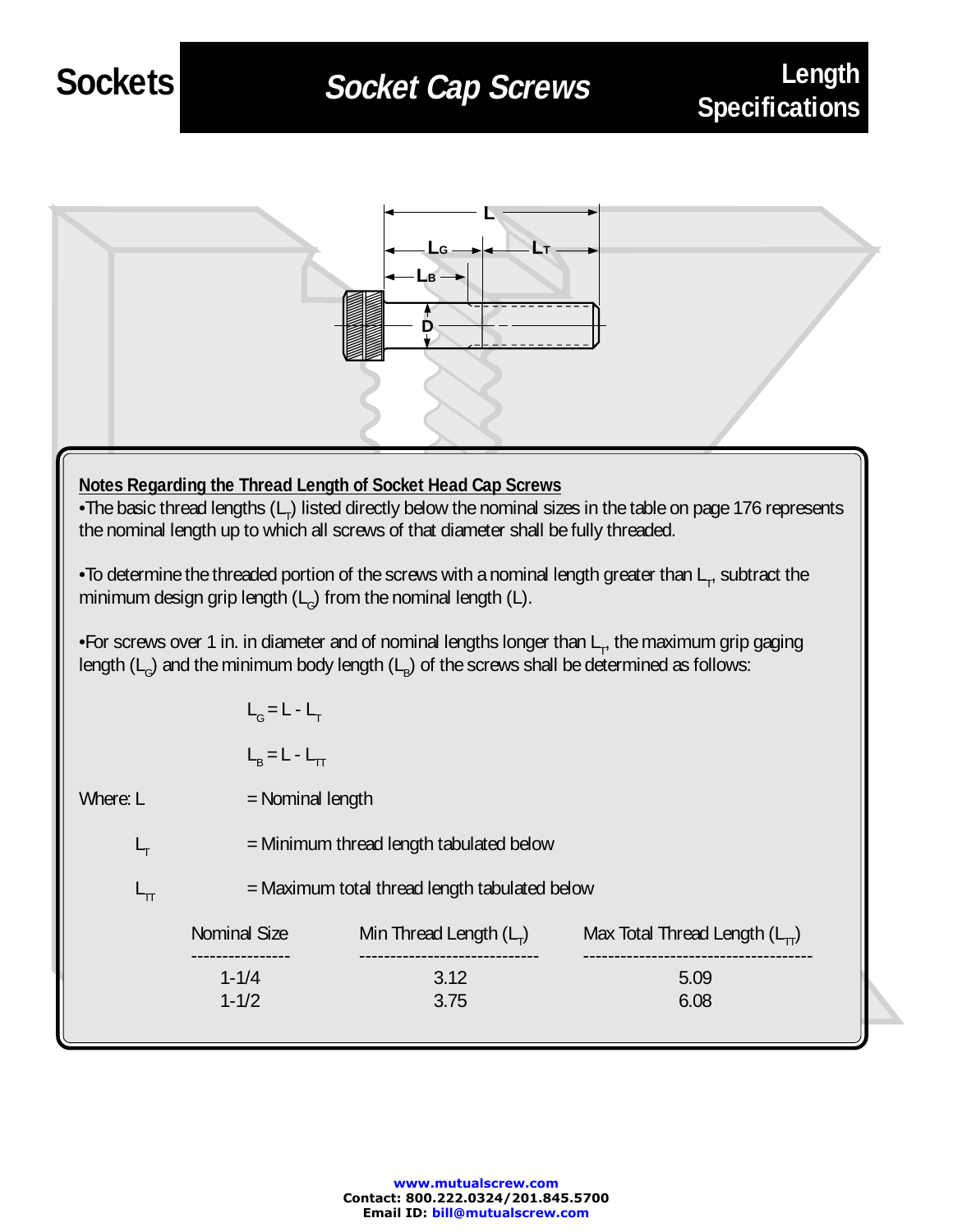# Sockets — Socket Cap Screws — Length Specifications

L

$L_G$ $L_T$

$L_B$

D

**Notes Regarding the Thread Length of Socket Head Cap Screws**

•The basic thread lengths ($L_T$) listed directly below the nominal sizes in the table on page 176 represents the nominal length up to which all screws of that diameter shall be fully threaded.

•To determine the threaded portion of the screws with a nominal length greater than $L_T$, subtract the minimum design grip length ($L_G$) from the nominal length (L).

•For screws over 1 in. in diameter and of nominal lengths longer than $L_T$, the maximum grip gaging length ($L_G$) and the minimum body length ($L_B$) of the screws shall be determined as follows:

$$L_G = L - L_T$$

$$L_B = L - L_{TT}$$

Where: L = Nominal length

$L_T$ = Minimum thread length tabulated below

$L_{TT}$ = Maximum total thread length tabulated below

| Nominal Size | Min Thread Length ($L_T$) | Max Total Thread Length ($L_{TT}$) |
|---|---|---|
| 1-1/4 | 3.12 | 5.09 |
| 1-1/2 | 3.75 | 6.08 |

www.mutualscrew.com
Contact: 800.222.0324/201.845.5700
Email ID: bill@mutualscrew.com